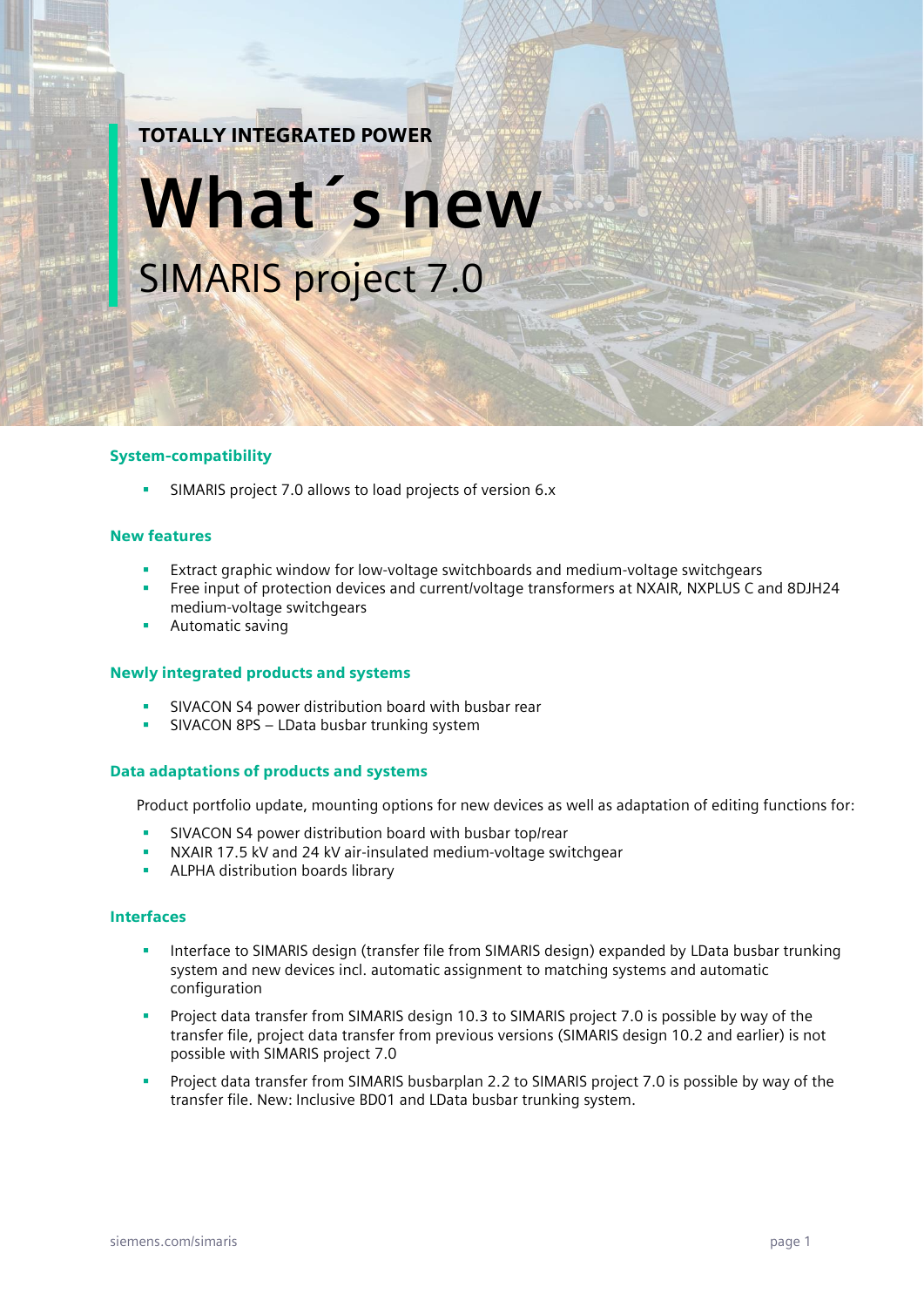TOTALLY INTEGRATED POWER

# What´s new

## SIMARIS project 7.0

### System-compatibility

- SIMARIS project 7.0 allows to load projects of version 6.x

### New features

- Extract graphic window for low-voltage switchboards and medium-voltage switchgears
- Free input of protection devices and current/voltage transformers at NXAIR, NXPLUS C and 8DJH24 medium-voltage switchgears
- Automatic saving

### Newly integrated products and systems

- SIVACON S4 power distribution board with busbar rear
- SIVACON 8PS – LData busbar trunking system

### Data adaptations of products and systems

Product portfolio update, mounting options for new devices as well as adaptation of editing functions for:

- SIVACON S4 power distribution board with busbar top/rear
- NXAIR 17.5 kV and 24 kV air-insulated medium-voltage switchgear
- ALPHA distribution boards library

### Interfaces

- Interface to SIMARIS design (transfer file from SIMARIS design) expanded by LData busbar trunking system and new devices incl. automatic assignment to matching systems and automatic configuration
- Project data transfer from SIMARIS design 10.3 to SIMARIS project 7.0 is possible by way of the transfer file, project data transfer from previous versions (SIMARIS design 10.2 and earlier) is not possible with SIMARIS project 7.0
- Project data transfer from SIMARIS busbarplan 2.2 to SIMARIS project 7.0 is possible by way of the transfer file. New: Inclusive BD01 and LData busbar trunking system.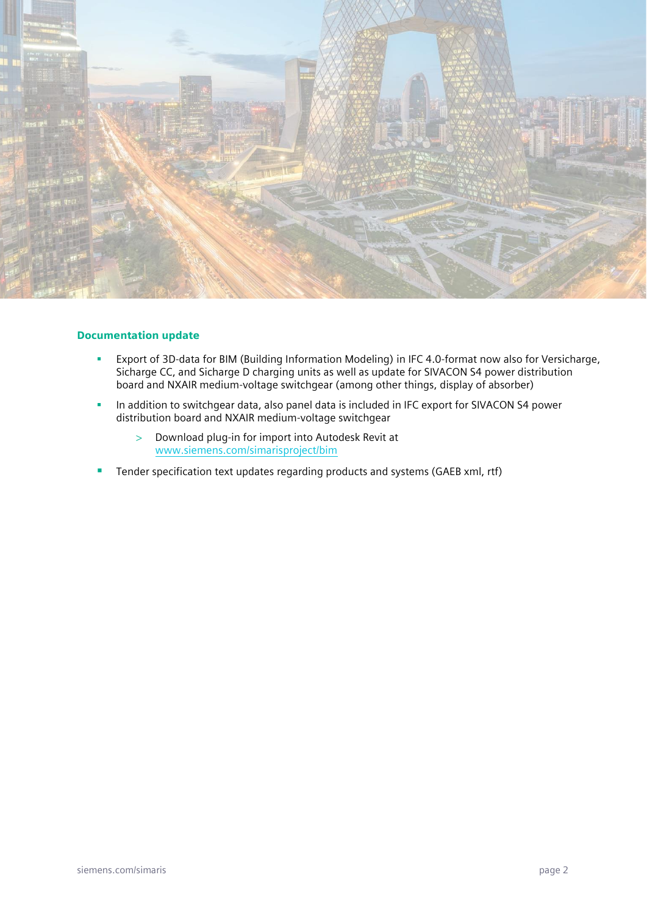## Documentation update

- Export of 3D-data for BIM (Building Information Modeling) in IFC 4.0-format now also for Versicharge, Sicharge CC, and Sicharge D charging units as well as update for SIVACON S4 power distribution board and NXAIR medium-voltage switchgear (among other things, display of absorber)
- In addition to switchgear data, also panel data is included in IFC export for SIVACON S4 power distribution board and NXAIR medium-voltage switchgear
  - Download plug-in for import into Autodesk Revit at [www.siemens.com/simarisproject/bim](www.siemens.com/simarisproject/bim)
- Tender specification text updates regarding products and systems (GAEB xml, rtf)